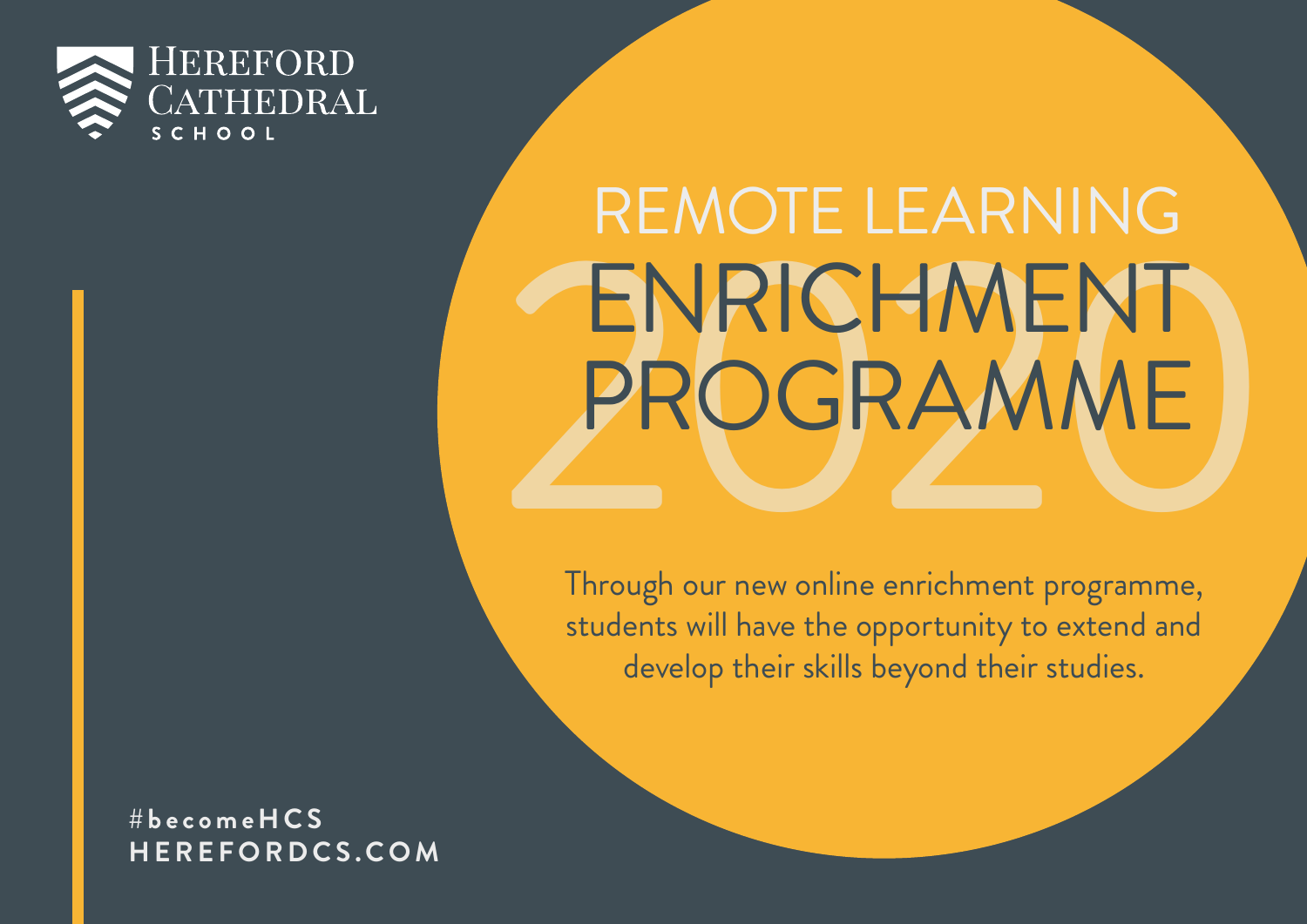Hereford Cathedral School

# REMOTE LEARNING ENRICHMENT PROGRAMME 2020

Through our new online enrichment programme, students will have the opportunity to extend and develop their skills beyond their studies.

#becomeHCS
HEREFORDCS.COM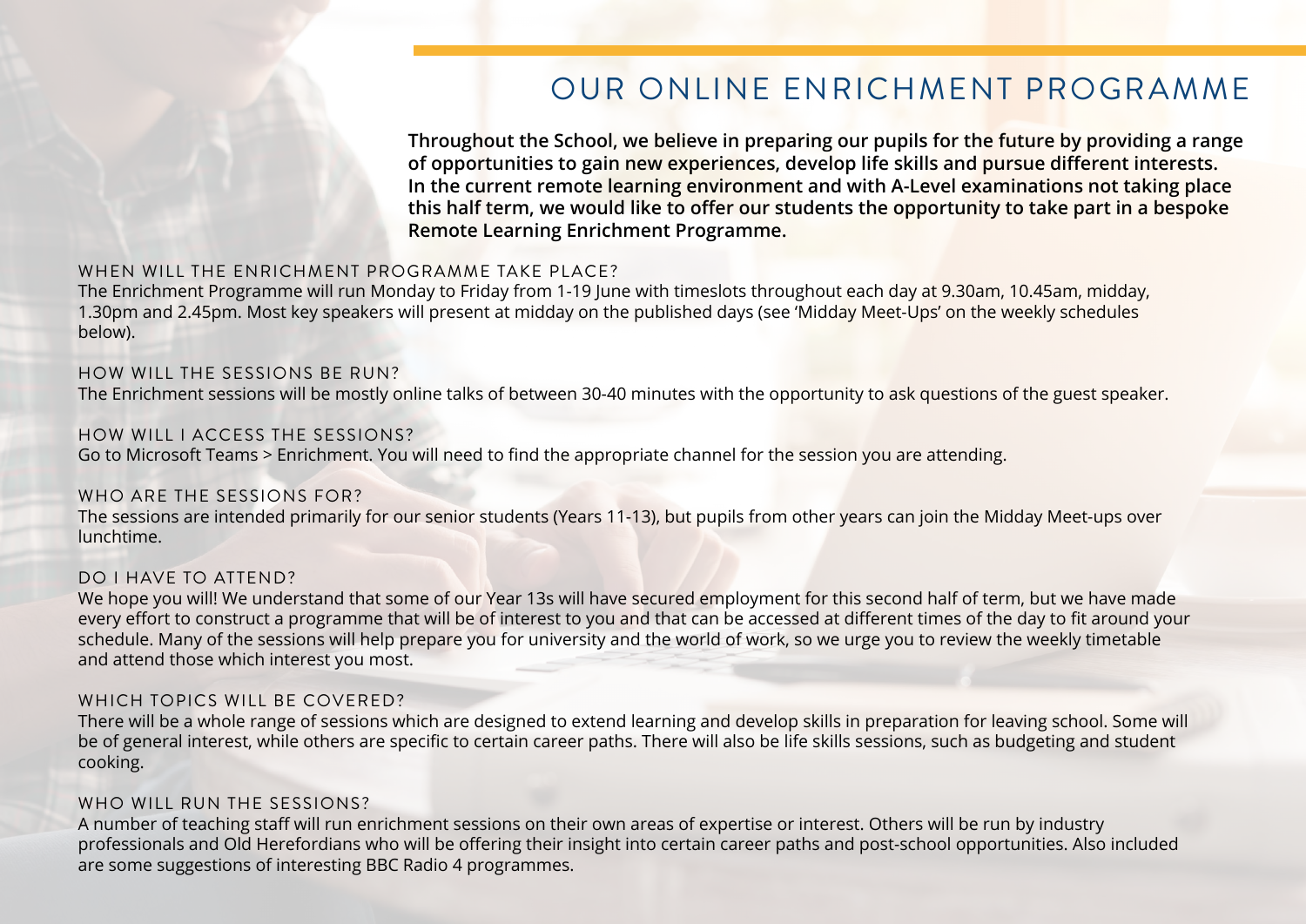# OUR ONLINE ENRICHMENT PROGRAMME

**Throughout the School, we believe in preparing our pupils for the future by providing a range of opportunities to gain new experiences, develop life skills and pursue different interests. In the current remote learning environment and with A-Level examinations not taking place this half term, we would like to offer our students the opportunity to take part in a bespoke Remote Learning Enrichment Programme.**

### WHEN WILL THE ENRICHMENT PROGRAMME TAKE PLACE?

The Enrichment Programme will run Monday to Friday from 1-19 June with timeslots throughout each day at 9.30am, 10.45am, midday, 1.30pm and 2.45pm. Most key speakers will present at midday on the published days (see 'Midday Meet-Ups' on the weekly schedules below).

### HOW WILL THE SESSIONS BE RUN?

The Enrichment sessions will be mostly online talks of between 30-40 minutes with the opportunity to ask questions of the guest speaker.

### HOW WILL I ACCESS THE SESSIONS?

Go to Microsoft Teams > Enrichment. You will need to find the appropriate channel for the session you are attending.

### WHO ARE THE SESSIONS FOR?

The sessions are intended primarily for our senior students (Years 11-13), but pupils from other years can join the Midday Meet-ups over lunchtime.

### DO I HAVE TO ATTEND?

We hope you will! We understand that some of our Year 13s will have secured employment for this second half of term, but we have made every effort to construct a programme that will be of interest to you and that can be accessed at different times of the day to fit around your schedule. Many of the sessions will help prepare you for university and the world of work, so we urge you to review the weekly timetable and attend those which interest you most.

### WHICH TOPICS WILL BE COVERED?

There will be a whole range of sessions which are designed to extend learning and develop skills in preparation for leaving school. Some will be of general interest, while others are specific to certain career paths. There will also be life skills sessions, such as budgeting and student cooking.

### WHO WILL RUN THE SESSIONS?

A number of teaching staff will run enrichment sessions on their own areas of expertise or interest. Others will be run by industry professionals and Old Herefordians who will be offering their insight into certain career paths and post-school opportunities. Also included are some suggestions of interesting BBC Radio 4 programmes.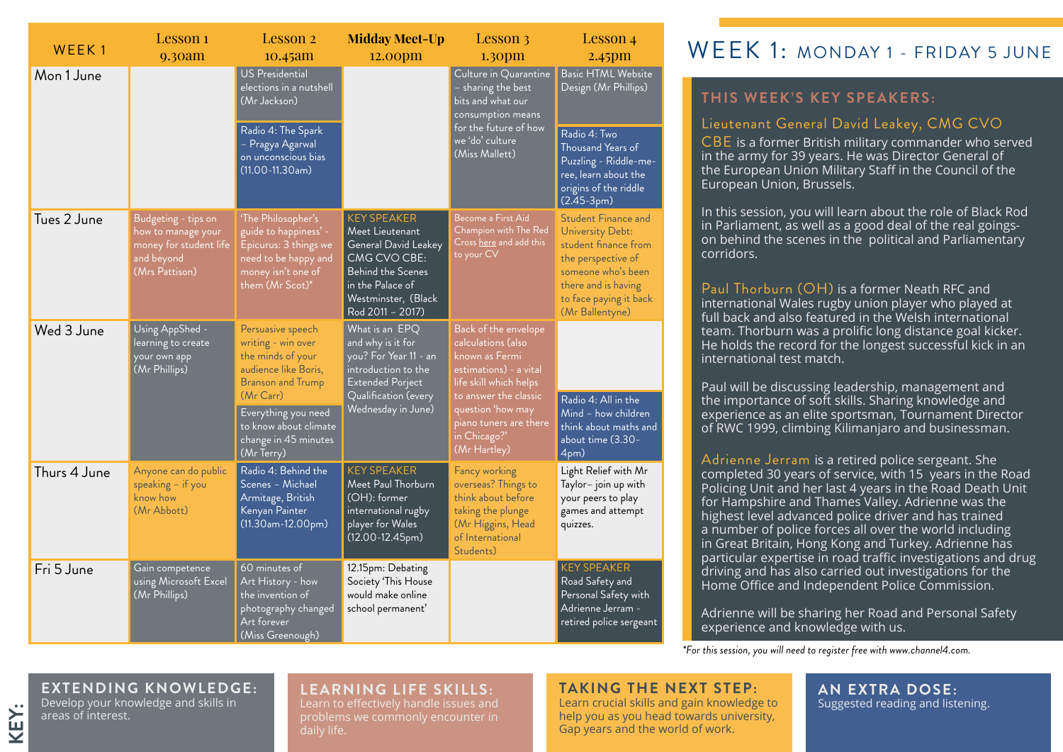# WEEK 1: MONDAY 1 - FRIDAY 5 JUNE

| WEEK 1 | Lesson 1 9.30am | Lesson 2 10.45am | Midday Meet-Up 12.00pm | Lesson 3 1.30pm | Lesson 4 2.45pm |
|---|---|---|---|---|---|
| Mon 1 June | | US Presidential elections in a nutshell (Mr Jackson)<br><br>Radio 4: The Spark – Pragya Agarwal on unconscious bias (11.00-11.30am) | | Culture in Quarantine – sharing the best bits and what our consumption means for the future of how we 'do' culture (Miss Mallett) | Basic HTML Website Design (Mr Phillips)<br><br>Radio 4: Two Thousand Years of Puzzling - Riddle-me-ree, learn about the origins of the riddle (2.45-3pm) |
| Tues 2 June | Budgeting - tips on how to manage your money for student life and beyond (Mrs Pattison) | 'The Philosopher's guide to happiness' - Epicurus: 3 things we need to be happy and money isn't one of them (Mr Scot)* | KEY SPEAKER Meet Lieutenant General David Leakey CMG CVO CBE: Behind the Scenes in the Palace of Westminster, (Black Rod 2011 – 2017) | Become a First Aid Champion with The Red Cross here and add this to your CV | Student Finance and University Debt: student finance from the perspective of someone who's been there and is having to face paying it back (Mr Ballentyne) |
| Wed 3 June | Using AppShed - learning to create your own app (Mr Phillips) | Persuasive speech writing - win over the minds of your audience like Boris, Branson and Trump (Mr Carr)<br><br>Everything you need to know about climate change in 45 minutes (Mr Terry) | What is an EPQ and why is it for you? For Year 11 - an introduction to the Extended Porject Qualification (every Wednesday in June) | Back of the envelope calculations (also known as Fermi estimations) - a vital life skill which helps to answer the classic question 'how may piano tuners are there in Chicago?' (Mr Hartley) | Radio 4: All in the Mind – how children think about maths and about time (3.30-4pm) |
| Thurs 4 June | Anyone can do public speaking – if you know how (Mr Abbott) | Radio 4: Behind the Scenes – Michael Armitage, British Kenyan Painter (11.30am-12.00pm) | KEY SPEAKER Meet Paul Thorburn (OH): former international rugby player for Wales (12.00-12.45pm) | Fancy working overseas? Things to think about before taking the plunge (Mr Higgins, Head of International Students) | Light Relief with Mr Taylor– join up with your peers to play games and attempt quizzes. |
| Fri 5 June | Gain competence using Microsoft Excel (Mr Phillips) | 60 minutes of Art History - how the invention of photography changed Art forever (Miss Greenough) | 12.15pm: Debating Society 'This House would make online school permanent' | | KEY SPEAKER Road Safety and Personal Safety with Adrienne Jerram - retired police sergeant |

## THIS WEEK'S KEY SPEAKERS:

**Lieutenant General David Leakey, CMG CVO CBE** is a former British military commander who served in the army for 39 years. He was Director General of the European Union Military Staff in the Council of the European Union, Brussels.

In this session, you will learn about the role of Black Rod in Parliament, as well as a good deal of the real goings-on behind the scenes in the political and Parliamentary corridors.

**Paul Thorburn (OH)** is a former Neath RFC and international Wales rugby union player who played at full back and also featured in the Welsh international team. Thorburn was a prolific long distance goal kicker. He holds the record for the longest successful kick in an international test match.

Paul will be discussing leadership, management and the importance of soft skills. Sharing knowledge and experience as an elite sportsman, Tournament Director of RWC 1999, climbing Kilimanjaro and businessman.

**Adrienne Jerram** is a retired police sergeant. She completed 30 years of service, with 15 years in the Road Policing Unit and her last 4 years in the Road Death Unit for Hampshire and Thames Valley. Adrienne was the highest level advanced police driver and has trained a number of police forces all over the world including in Great Britain, Hong Kong and Turkey. Adrienne has particular expertise in road traffic investigations and drug driving and has also carried out investigations for the Home Office and Independent Police Commission.

Adrienne will be sharing her Road and Personal Safety experience and knowledge with us.

*For this session, you will need to register free with www.channel4.com.

## KEY:

**EXTENDING KNOWLEDGE:** Develop your knowledge and skills in areas of interest.

**LEARNING LIFE SKILLS:** Learn to effectively handle issues and problems we commonly encounter in daily life.

**TAKING THE NEXT STEP:** Learn crucial skills and gain knowledge to help you as you head towards university, Gap years and the world of work.

**AN EXTRA DOSE:** Suggested reading and listening.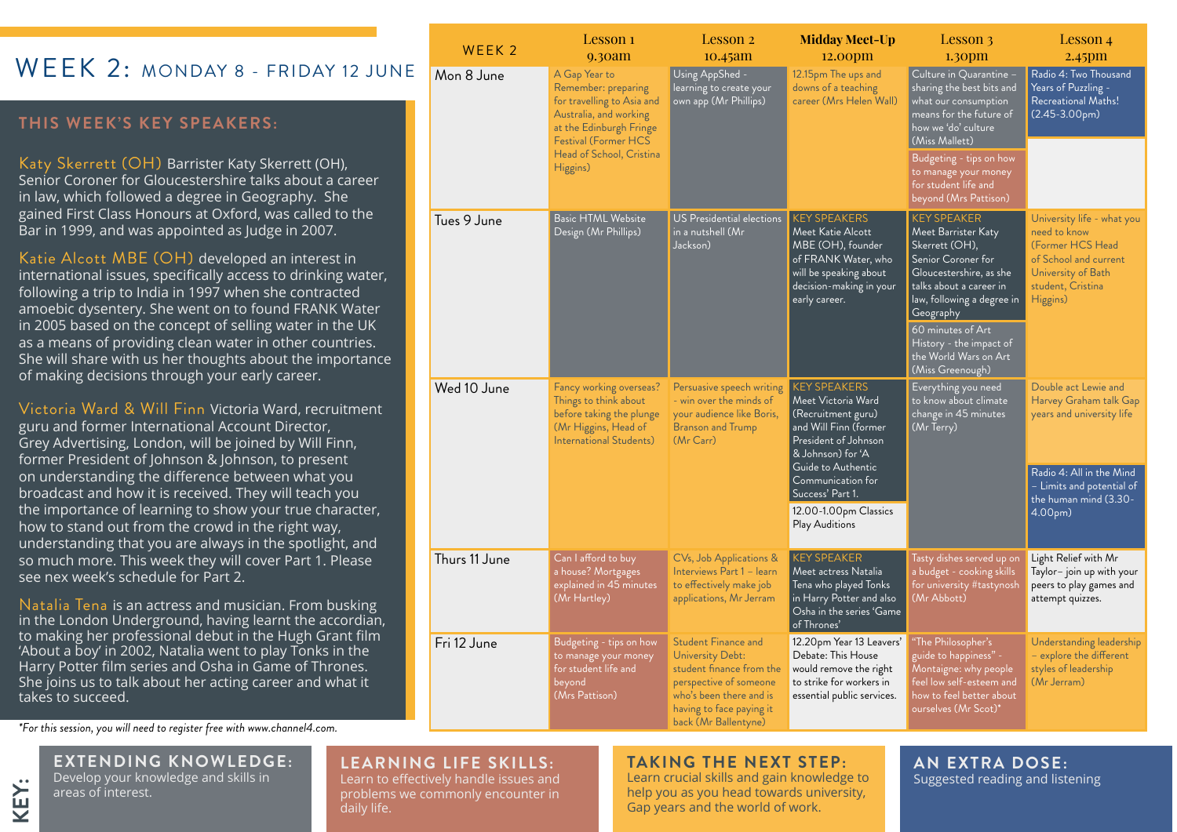# WEEK 2: MONDAY 8 - FRIDAY 12 JUNE

## THIS WEEK'S KEY SPEAKERS:

**Katy Skerrett (OH)** Barrister Katy Skerrett (OH), Senior Coroner for Gloucestershire talks about a career in law, which followed a degree in Geography. She gained First Class Honours at Oxford, was called to the Bar in 1999, and was appointed as Judge in 2007.

**Katie Alcott MBE (OH)** developed an interest in international issues, specifically access to drinking water, following a trip to India in 1997 when she contracted amoebic dysentery. She went on to found FRANK Water in 2005 based on the concept of selling water in the UK as a means of providing clean water in other countries. She will share with us her thoughts about the importance of making decisions through your early career.

**Victoria Ward & Will Finn** Victoria Ward, recruitment guru and former International Account Director, Grey Advertising, London, will be joined by Will Finn, former President of Johnson & Johnson, to present on understanding the difference between what you broadcast and how it is received. They will teach you the importance of learning to show your true character, how to stand out from the crowd in the right way, understanding that you are always in the spotlight, and so much more. This week they will cover Part 1. Please see nex week's schedule for Part 2.

**Natalia Tena** is an actress and musician. From busking in the London Underground, having learnt the accordian, to making her professional debut in the Hugh Grant film 'About a boy' in 2002, Natalia went to play Tonks in the Harry Potter film series and Osha in Game of Thrones. She joins us to talk about her acting career and what it takes to succeed.

*For this session, you will need to register free with www.channel4.com.

| WEEK 2 | Lesson 1 9.30am | Lesson 2 10.45am | Midday Meet-Up 12.00pm | Lesson 3 1.30pm | Lesson 4 2.45pm |
|---|---|---|---|---|---|
| Mon 8 June | A Gap Year to Remember: preparing for travelling to Asia and Australia, and working at the Edinburgh Fringe Festival (Former HCS Head of School, Cristina Higgins) | Using AppShed - learning to create your own app (Mr Phillips) | 12.15pm The ups and downs of a teaching career (Mrs Helen Wall) | Culture in Quarantine – sharing the best bits and what our consumption means for the future of how we 'do' culture (Miss Mallett)<br>Budgeting - tips on how to manage your money for student life and beyond (Mrs Pattison) | Radio 4: Two Thousand Years of Puzzling - Recreational Maths! (2.45-3.00pm) |
| Tues 9 June | Basic HTML Website Design (Mr Phillips) | US Presidential elections in a nutshell (Mr Jackson) | KEY SPEAKERS Meet Katie Alcott MBE (OH), founder of FRANK Water, who will be speaking about decision-making in your early career. | KEY SPEAKER Meet Barrister Katy Skerrett (OH), Senior Coroner for Gloucestershire, as she talks about a career in law, following a degree in Geography<br>60 minutes of Art History - the impact of the World Wars on Art (Miss Greenough) | University life - what you need to know (Former HCS Head of School and current University of Bath student, Cristina Higgins) |
| Wed 10 June | Fancy working overseas? Things to think about before taking the plunge (Mr Higgins, Head of International Students) | Persuasive speech writing - win over the minds of your audience like Boris, Branson and Trump (Mr Carr) | KEY SPEAKERS Meet Victoria Ward (Recruitment guru) and Will Finn (former President of Johnson & Johnson) for 'A Guide to Authentic Communication for Success' Part 1.<br>12.00-1.00pm Classics Play Auditions | Everything you need to know about climate change in 45 minutes (Mr Terry) | Double act Lewie and Harvey Graham talk Gap years and university life<br>Radio 4: All in the Mind – Limits and potential of the human mind (3.30-4.00pm) |
| Thurs 11 June | Can I afford to buy a house? Mortgages explained in 45 minutes (Mr Hartley) | CVs, Job Applications & Interviews Part 1 – learn to effectively make job applications, Mr Jerram | KEY SPEAKER Meet actress Natalia Tena who played Tonks in Harry Potter and also Osha in the series 'Game of Thrones' | Tasty dishes served up on a budget - cooking skills for university #tastynosh (Mr Abbott) | Light Relief with Mr Taylor– join up with your peers to play games and attempt quizzes. |
| Fri 12 June | Budgeting - tips on how to manage your money for student life and beyond (Mrs Pattison) | Student Finance and University Debt: student finance from the perspective of someone who's been there and is having to face paying it back (Mr Ballentyne) | 12.20pm Year 13 Leavers' Debate: This House would remove the right to strike for workers in essential public services. | "The Philosopher's guide to happiness" - Montaigne: why people feel low self-esteem and how to feel better about ourselves (Mr Scot)* | Understanding leadership – explore the different styles of leadership (Mr Jerram) |

**KEY:**

**EXTENDING KNOWLEDGE:** Develop your knowledge and skills in areas of interest.

**LEARNING LIFE SKILLS:** Learn to effectively handle issues and problems we commonly encounter in daily life.

**TAKING THE NEXT STEP:** Learn crucial skills and gain knowledge to help you as you head towards university, Gap years and the world of work.

**AN EXTRA DOSE:** Suggested reading and listening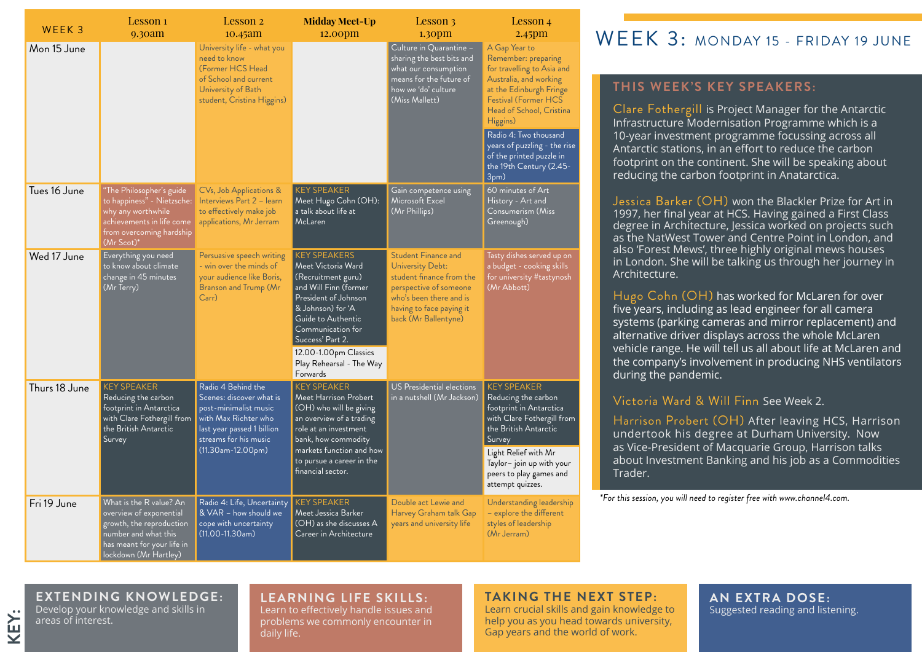# WEEK 3: MONDAY 15 - FRIDAY 19 JUNE

| WEEK 3 | Lesson 1 9.30am | Lesson 2 10.45am | Midday Meet-Up 12.00pm | Lesson 3 1.30pm | Lesson 4 2.45pm |
|---|---|---|---|---|---|
| Mon 15 June | | University life - what you need to know (Former HCS Head of School and current University of Bath student, Cristina Higgins) | | Culture in Quarantine – sharing the best bits and what our consumption means for the future of how we 'do' culture (Miss Mallett) | A Gap Year to Remember: preparing for travelling to Asia and Australia, and working at the Edinburgh Fringe Festival (Former HCS Head of School, Cristina Higgins)<br>Radio 4: Two thousand years of puzzling - the rise of the printed puzzle in the 19th Century (2.45-3pm) |
| Tues 16 June | "The Philosopher's guide to happiness" - Nietzsche: why any worthwhile achievements in life come from overcoming hardship (Mr Scot)* | CVs, Job Applications & Interviews Part 2 – learn to effectively make job applications, Mr Jerram | KEY SPEAKER Meet Hugo Cohn (OH): a talk about life at McLaren | Gain competence using Microsoft Excel (Mr Phillips) | 60 minutes of Art History - Art and Consumerism (Miss Greenough) |
| Wed 17 June | Everything you need to know about climate change in 45 minutes (Mr Terry) | Persuasive speech writing - win over the minds of your audience like Boris, Branson and Trump (Mr Carr) | KEY SPEAKERS Meet Victoria Ward (Recruitment guru) and Will Finn (former President of Johnson & Johnson) for 'A Guide to Authentic Communication for Success' Part 2.<br>12.00-1.00pm Classics Play Rehearsal - The Way Forwards | Student Finance and University Debt: student finance from the perspective of someone who's been there and is having to face paying it back (Mr Ballentyne) | Tasty dishes served up on a budget - cooking skills for university #tastynosh (Mr Abbott) |
| Thurs 18 June | KEY SPEAKER Reducing the carbon footprint in Antarctica with Clare Fothergill from the British Antarctic Survey | Radio 4 Behind the Scenes: discover what is post-minimalist music with Max Richter who last year passed 1 billion streams for his music (11.30am-12.00pm) | KEY SPEAKER Meet Harrison Probert (OH) who will be giving an overview of a trading role at an investment bank, how commodity markets function and how to pursue a career in the financial sector. | US Presidential elections in a nutshell (Mr Jackson) | KEY SPEAKER Reducing the carbon footprint in Antarctica with Clare Fothergill from the British Antarctic Survey<br>Light Relief with Mr Taylor– join up with your peers to play games and attempt quizzes. |
| Fri 19 June | What is the R value? An overview of exponential growth, the reproduction number and what this has meant for your life in lockdown (Mr Hartley) | Radio 4: Life, Uncertainty & VAR – how should we cope with uncertainty (11.00-11.30am) | KEY SPEAKER Meet Jessica Barker (OH) as she discusses A Career in Architecture | Double act Lewie and Harvey Graham talk Gap years and university life | Understanding leadership – explore the different styles of leadership (Mr Jerram) |

## THIS WEEK'S KEY SPEAKERS:

**Clare Fothergill** is Project Manager for the Antarctic Infrastructure Modernisation Programme which is a 10-year investment programme focussing across all Antarctic stations, in an effort to reduce the carbon footprint on the continent. She will be speaking about reducing the carbon footprint in Anatarctica.

**Jessica Barker (OH)** won the Blackler Prize for Art in 1997, her final year at HCS. Having gained a First Class degree in Architecture, Jessica worked on projects such as the NatWest Tower and Centre Point in London, and also 'Forest Mews', three highly original mews houses in London. She will be talking us through her journey in Architecture.

**Hugo Cohn (OH)** has worked for McLaren for over five years, including as lead engineer for all camera systems (parking cameras and mirror replacement) and alternative driver displays across the whole McLaren vehicle range. He will tell us all about life at McLaren and the company's involvement in producing NHS ventilators during the pandemic.

**Victoria Ward & Will Finn** See Week 2.

**Harrison Probert (OH)** After leaving HCS, Harrison undertook his degree at Durham University. Now as Vice-President of Macquarie Group, Harrison talks about Investment Banking and his job as a Commodities Trader.

*\*For this session, you will need to register free with www.channel4.com.*

**KEY:**

**EXTENDING KNOWLEDGE:** Develop your knowledge and skills in areas of interest.

**LEARNING LIFE SKILLS:** Learn to effectively handle issues and problems we commonly encounter in daily life.

**TAKING THE NEXT STEP:** Learn crucial skills and gain knowledge to help you as you head towards university, Gap years and the world of work.

**AN EXTRA DOSE:** Suggested reading and listening.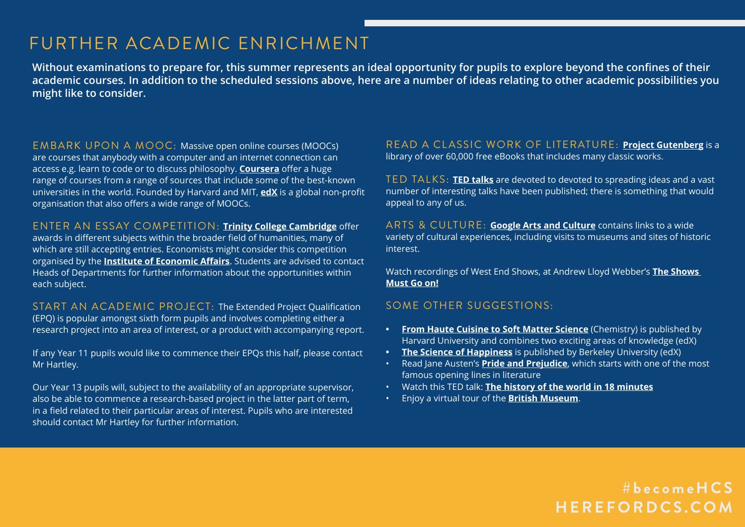# FURTHER ACADEMIC ENRICHMENT

**Without examinations to prepare for, this summer represents an ideal opportunity for pupils to explore beyond the confines of their academic courses. In addition to the scheduled sessions above, here are a number of ideas relating to other academic possibilities you might like to consider.**

EMBARK UPON A MOOC: Massive open online courses (MOOCs) are courses that anybody with a computer and an internet connection can access e.g. learn to code or to discuss philosophy. **Coursera** offer a huge range of courses from a range of sources that include some of the best-known universities in the world. Founded by Harvard and MIT, **edX** is a global non-profit organisation that also offers a wide range of MOOCs.

ENTER AN ESSAY COMPETITION: **Trinity College Cambridge** offer awards in different subjects within the broader field of humanities, many of which are still accepting entries. Economists might consider this competition organised by the **Institute of Economic Affairs**. Students are advised to contact Heads of Departments for further information about the opportunities within each subject.

START AN ACADEMIC PROJECT: The Extended Project Qualification (EPQ) is popular amongst sixth form pupils and involves completing either a research project into an area of interest, or a product with accompanying report.

If any Year 11 pupils would like to commence their EPQs this half, please contact Mr Hartley.

Our Year 13 pupils will, subject to the availability of an appropriate supervisor, also be able to commence a research-based project in the latter part of term, in a field related to their particular areas of interest. Pupils who are interested should contact Mr Hartley for further information.

READ A CLASSIC WORK OF LITERATURE: **Project Gutenberg** is a library of over 60,000 free eBooks that includes many classic works.

TED TALKS: **TED talks** are devoted to devoted to spreading ideas and a vast number of interesting talks have been published; there is something that would appeal to any of us.

ARTS & CULTURE: **Google Arts and Culture** contains links to a wide variety of cultural experiences, including visits to museums and sites of historic interest.

Watch recordings of West End Shows, at Andrew Lloyd Webber's **The Shows Must Go on!**

## SOME OTHER SUGGESTIONS:

- **From Haute Cuisine to Soft Matter Science** (Chemistry) is published by Harvard University and combines two exciting areas of knowledge (edX)
- **The Science of Happiness** is published by Berkeley University (edX)
- Read Jane Austen's **Pride and Prejudice**, which starts with one of the most famous opening lines in literature
- Watch this TED talk: **The history of the world in 18 minutes**
- Enjoy a virtual tour of the **British Museum**.

#becomeHCS
HEREFORDCS.COM